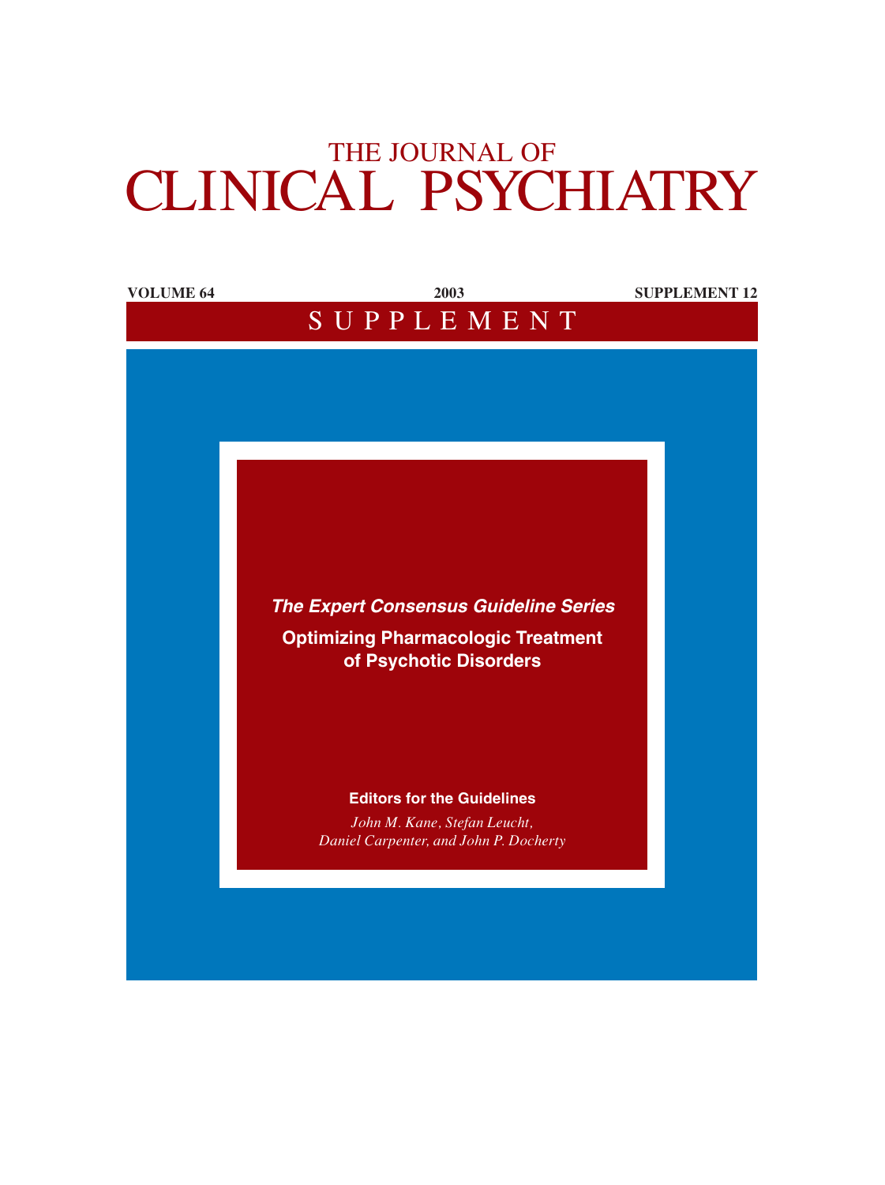# THE JOURNAL OF CLINICAL PSYCHIATRY

**VOLUME 64** **2003** **SUPPLEMENT 12**

S U P P L E M E N T

***The Expert Consensus Guideline Series***

## Optimizing Pharmacologic Treatment of Psychotic Disorders

**Editors for the Guidelines**

*John M. Kane, Stefan Leucht, Daniel Carpenter, and John P. Docherty*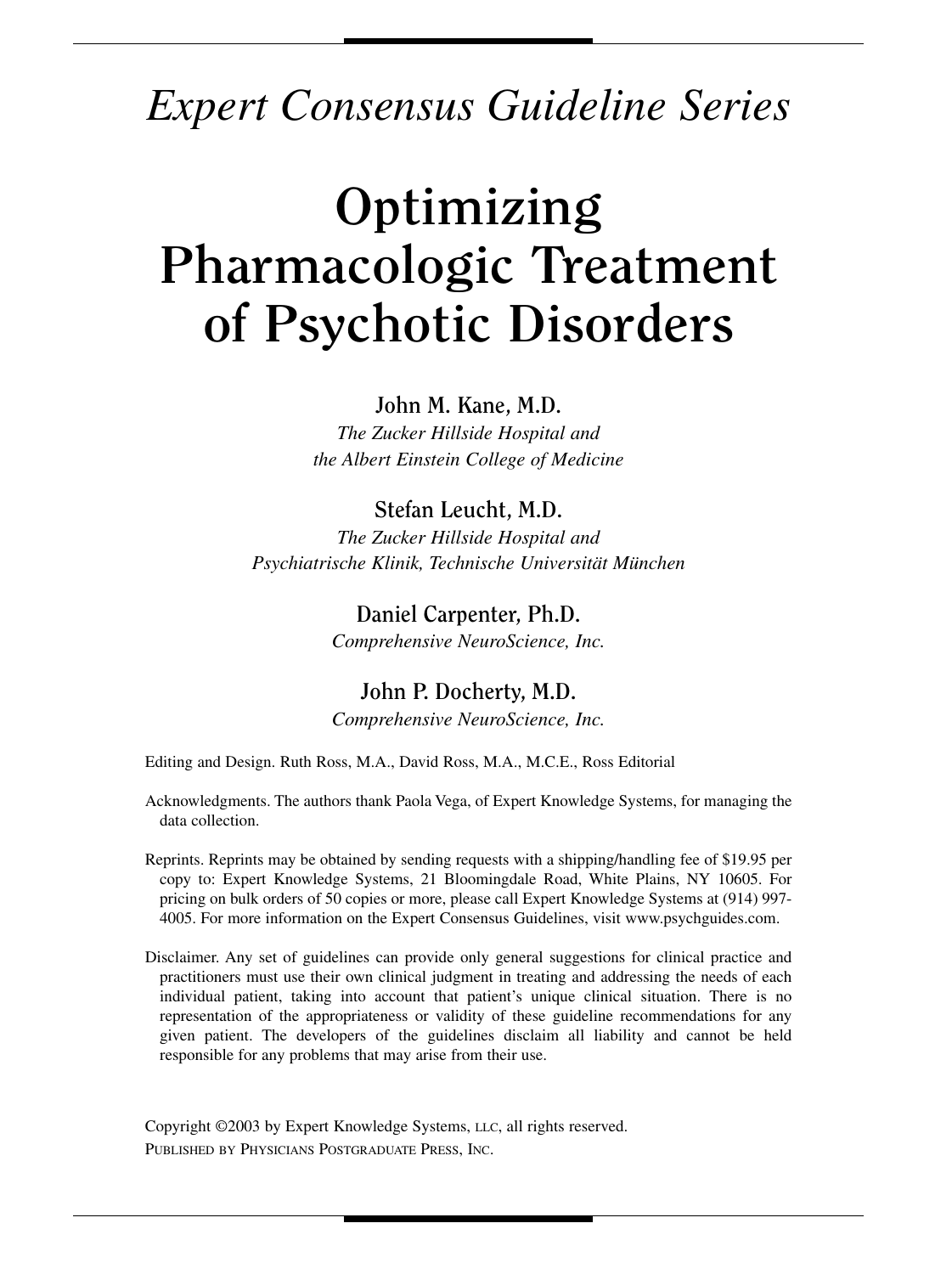*Expert Consensus Guideline Series*

# Optimizing Pharmacologic Treatment of Psychotic Disorders

**John M. Kane, M.D.**
*The Zucker Hillside Hospital and the Albert Einstein College of Medicine*

**Stefan Leucht, M.D.**
*The Zucker Hillside Hospital and Psychiatrische Klinik, Technische Universität München*

**Daniel Carpenter, Ph.D.**
*Comprehensive NeuroScience, Inc.*

**John P. Docherty, M.D.**
*Comprehensive NeuroScience, Inc.*

Editing and Design. Ruth Ross, M.A., David Ross, M.A., M.C.E., Ross Editorial

Acknowledgments. The authors thank Paola Vega, of Expert Knowledge Systems, for managing the data collection.

Reprints. Reprints may be obtained by sending requests with a shipping/handling fee of $19.95 per copy to: Expert Knowledge Systems, 21 Bloomingdale Road, White Plains, NY 10605. For pricing on bulk orders of 50 copies or more, please call Expert Knowledge Systems at (914) 997-4005. For more information on the Expert Consensus Guidelines, visit www.psychguides.com.

Disclaimer. Any set of guidelines can provide only general suggestions for clinical practice and practitioners must use their own clinical judgment in treating and addressing the needs of each individual patient, taking into account that patient's unique clinical situation. There is no representation of the appropriateness or validity of these guideline recommendations for any given patient. The developers of the guidelines disclaim all liability and cannot be held responsible for any problems that may arise from their use.

Copyright ©2003 by Expert Knowledge Systems, LLC, all rights reserved.
PUBLISHED BY PHYSICIANS POSTGRADUATE PRESS, INC.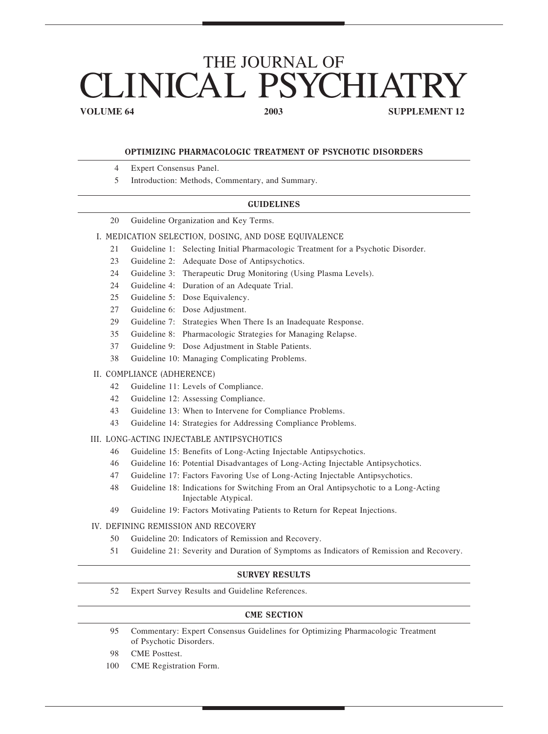# THE JOURNAL OF CLINICAL PSYCHIATRY

**VOLUME 64** **2003** **SUPPLEMENT 12**

## OPTIMIZING PHARMACOLOGIC TREATMENT OF PSYCHOTIC DISORDERS

4 Expert Consensus Panel.

5 Introduction: Methods, Commentary, and Summary.

## GUIDELINES

20 Guideline Organization and Key Terms.

### I. MEDICATION SELECTION, DOSING, AND DOSE EQUIVALENCE

21 Guideline 1: Selecting Initial Pharmacologic Treatment for a Psychotic Disorder.

23 Guideline 2: Adequate Dose of Antipsychotics.

24 Guideline 3: Therapeutic Drug Monitoring (Using Plasma Levels).

24 Guideline 4: Duration of an Adequate Trial.

25 Guideline 5: Dose Equivalency.

27 Guideline 6: Dose Adjustment.

29 Guideline 7: Strategies When There Is an Inadequate Response.

35 Guideline 8: Pharmacologic Strategies for Managing Relapse.

37 Guideline 9: Dose Adjustment in Stable Patients.

38 Guideline 10: Managing Complicating Problems.

### II. COMPLIANCE (ADHERENCE)

42 Guideline 11: Levels of Compliance.

42 Guideline 12: Assessing Compliance.

43 Guideline 13: When to Intervene for Compliance Problems.

43 Guideline 14: Strategies for Addressing Compliance Problems.

### III. LONG-ACTING INJECTABLE ANTIPSYCHOTICS

46 Guideline 15: Benefits of Long-Acting Injectable Antipsychotics.

46 Guideline 16: Potential Disadvantages of Long-Acting Injectable Antipsychotics.

47 Guideline 17: Factors Favoring Use of Long-Acting Injectable Antipsychotics.

48 Guideline 18: Indications for Switching From an Oral Antipsychotic to a Long-Acting Injectable Atypical.

49 Guideline 19: Factors Motivating Patients to Return for Repeat Injections.

### IV. DEFINING REMISSION AND RECOVERY

50 Guideline 20: Indicators of Remission and Recovery.

51 Guideline 21: Severity and Duration of Symptoms as Indicators of Remission and Recovery.

## SURVEY RESULTS

52 Expert Survey Results and Guideline References.

## CME SECTION

95 Commentary: Expert Consensus Guidelines for Optimizing Pharmacologic Treatment of Psychotic Disorders.

98 CME Posttest.

100 CME Registration Form.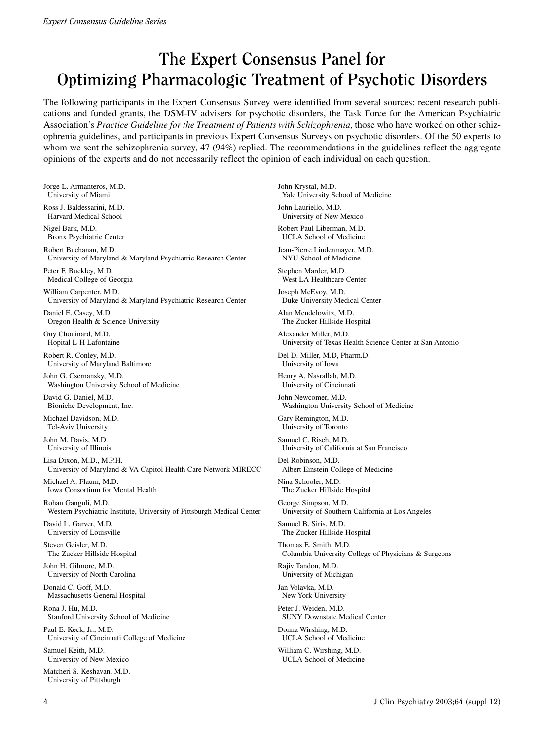# The Expert Consensus Panel for Optimizing Pharmacologic Treatment of Psychotic Disorders

The following participants in the Expert Consensus Survey were identified from several sources: recent research publications and funded grants, the DSM-IV advisers for psychotic disorders, the Task Force for the American Psychiatric Association's *Practice Guideline for the Treatment of Patients with Schizophrenia*, those who have worked on other schizophrenia guidelines, and participants in previous Expert Consensus Surveys on psychotic disorders. Of the 50 experts to whom we sent the schizophrenia survey, 47 (94%) replied. The recommendations in the guidelines reflect the aggregate opinions of the experts and do not necessarily reflect the opinion of each individual on each question.

Jorge L. Armanteros, M.D.
University of Miami

Ross J. Baldessarini, M.D.
Harvard Medical School

Nigel Bark, M.D.
Bronx Psychiatric Center

Robert Buchanan, M.D.
University of Maryland & Maryland Psychiatric Research Center

Peter F. Buckley, M.D.
Medical College of Georgia

William Carpenter, M.D.
University of Maryland & Maryland Psychiatric Research Center

Daniel E. Casey, M.D.
Oregon Health & Science University

Guy Chouinard, M.D.
Hopital L-H Lafontaine

Robert R. Conley, M.D.
University of Maryland Baltimore

John G. Csernansky, M.D.
Washington University School of Medicine

David G. Daniel, M.D.
Bioniche Development, Inc.

Michael Davidson, M.D.
Tel-Aviv University

John M. Davis, M.D.
University of Illinois

Lisa Dixon, M.D., M.P.H.
University of Maryland & VA Capitol Health Care Network MIRECC

Michael A. Flaum, M.D.
Iowa Consortium for Mental Health

Rohan Ganguli, M.D.
Western Psychiatric Institute, University of Pittsburgh Medical Center

David L. Garver, M.D.
University of Louisville

Steven Geisler, M.D.
The Zucker Hillside Hospital

John H. Gilmore, M.D.
University of North Carolina

Donald C. Goff, M.D.
Massachusetts General Hospital

Rona J. Hu, M.D.
Stanford University School of Medicine

Paul E. Keck, Jr., M.D.
University of Cincinnati College of Medicine

Samuel Keith, M.D.
University of New Mexico

Matcheri S. Keshavan, M.D.
University of Pittsburgh

John Krystal, M.D.
Yale University School of Medicine

John Lauriello, M.D.
University of New Mexico

Robert Paul Liberman, M.D.
UCLA School of Medicine

Jean-Pierre Lindenmayer, M.D.
NYU School of Medicine

Stephen Marder, M.D.
West LA Healthcare Center

Joseph McEvoy, M.D.
Duke University Medical Center

Alan Mendelowitz, M.D.
The Zucker Hillside Hospital

Alexander Miller, M.D.
University of Texas Health Science Center at San Antonio

Del D. Miller, M.D, Pharm.D.
University of Iowa

Henry A. Nasrallah, M.D.
University of Cincinnati

John Newcomer, M.D.
Washington University School of Medicine

Gary Remington, M.D.
University of Toronto

Samuel C. Risch, M.D.
University of California at San Francisco

Del Robinson, M.D.
Albert Einstein College of Medicine

Nina Schooler, M.D.
The Zucker Hillside Hospital

George Simpson, M.D.
University of Southern California at Los Angeles

Samuel B. Siris, M.D.
The Zucker Hillside Hospital

Thomas E. Smith, M.D.
Columbia University College of Physicians & Surgeons

Rajiv Tandon, M.D.
University of Michigan

Jan Volavka, M.D.
New York University

Peter J. Weiden, M.D.
SUNY Downstate Medical Center

Donna Wirshing, M.D.
UCLA School of Medicine

William C. Wirshing, M.D.
UCLA School of Medicine